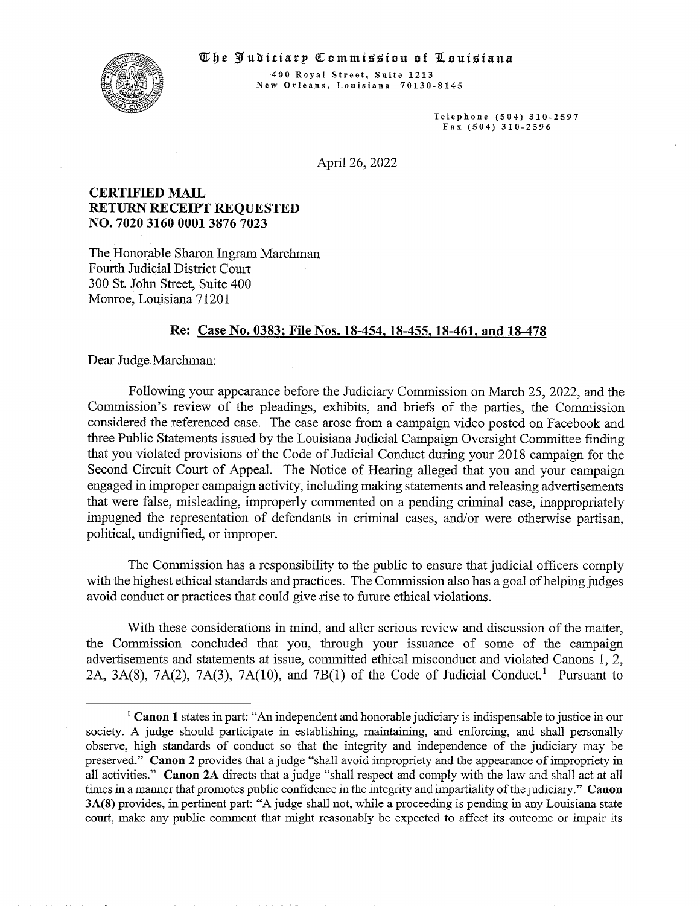# The Judiciary Commission of Louisiana

400 Royal Street, Suite 1213
New Orleans, Louisiana 70130-8145

Telephone (504) 310-2597
Fax (504) 310-2596

April 26, 2022

**CERTIFIED MAIL**
**RETURN RECEIPT REQUESTED**
**NO. 7020 3160 0001 3876 7023**

The Honorable Sharon Ingram Marchman
Fourth Judicial District Court
300 St. John Street, Suite 400
Monroe, Louisiana 71201

**Re: Case No. 0383; File Nos. 18-454, 18-455, 18-461, and 18-478**

Dear Judge Marchman:

Following your appearance before the Judiciary Commission on March 25, 2022, and the Commission's review of the pleadings, exhibits, and briefs of the parties, the Commission considered the referenced case. The case arose from a campaign video posted on Facebook and three Public Statements issued by the Louisiana Judicial Campaign Oversight Committee finding that you violated provisions of the Code of Judicial Conduct during your 2018 campaign for the Second Circuit Court of Appeal. The Notice of Hearing alleged that you and your campaign engaged in improper campaign activity, including making statements and releasing advertisements that were false, misleading, improperly commented on a pending criminal case, inappropriately impugned the representation of defendants in criminal cases, and/or were otherwise partisan, political, undignified, or improper.

The Commission has a responsibility to the public to ensure that judicial officers comply with the highest ethical standards and practices. The Commission also has a goal of helping judges avoid conduct or practices that could give rise to future ethical violations.

With these considerations in mind, and after serious review and discussion of the matter, the Commission concluded that you, through your issuance of some of the campaign advertisements and statements at issue, committed ethical misconduct and violated Canons 1, 2, 2A, 3A(8), 7A(2), 7A(3), 7A(10), and 7B(1) of the Code of Judicial Conduct.[1] Pursuant to

---

[1] **Canon 1** states in part: "An independent and honorable judiciary is indispensable to justice in our society. A judge should participate in establishing, maintaining, and enforcing, and shall personally observe, high standards of conduct so that the integrity and independence of the judiciary may be preserved." **Canon 2** provides that a judge "shall avoid impropriety and the appearance of impropriety in all activities." **Canon 2A** directs that a judge "shall respect and comply with the law and shall act at all times in a manner that promotes public confidence in the integrity and impartiality of the judiciary." **Canon 3A(8)** provides, in pertinent part: "A judge shall not, while a proceeding is pending in any Louisiana state court, make any public comment that might reasonably be expected to affect its outcome or impair its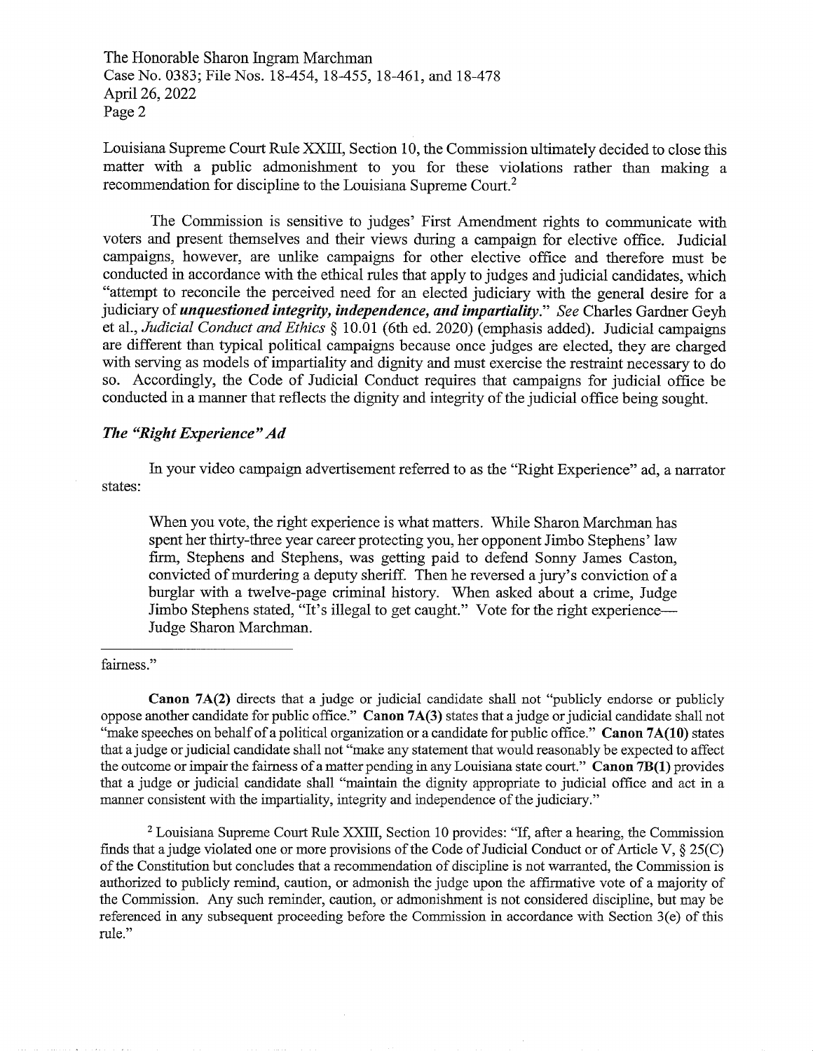Louisiana Supreme Court Rule XXIII, Section 10, the Commission ultimately decided to close this matter with a public admonishment to you for these violations rather than making a recommendation for discipline to the Louisiana Supreme Court.[2]

The Commission is sensitive to judges' First Amendment rights to communicate with voters and present themselves and their views during a campaign for elective office. Judicial campaigns, however, are unlike campaigns for other elective office and therefore must be conducted in accordance with the ethical rules that apply to judges and judicial candidates, which "attempt to reconcile the perceived need for an elected judiciary with the general desire for a judiciary of ***unquestioned integrity, independence, and impartiality***." *See* Charles Gardner Geyh et al., *Judicial Conduct and Ethics* § 10.01 (6th ed. 2020) (emphasis added). Judicial campaigns are different than typical political campaigns because once judges are elected, they are charged with serving as models of impartiality and dignity and must exercise the restraint necessary to do so. Accordingly, the Code of Judicial Conduct requires that campaigns for judicial office be conducted in a manner that reflects the dignity and integrity of the judicial office being sought.

### *The "Right Experience" Ad*

In your video campaign advertisement referred to as the "Right Experience" ad, a narrator states:

> When you vote, the right experience is what matters. While Sharon Marchman has spent her thirty-three year career protecting you, her opponent Jimbo Stephens' law firm, Stephens and Stephens, was getting paid to defend Sonny James Caston, convicted of murdering a deputy sheriff. Then he reversed a jury's conviction of a burglar with a twelve-page criminal history. When asked about a crime, Judge Jimbo Stephens stated, "It's illegal to get caught." Vote for the right experience—Judge Sharon Marchman.

---

fairness."

**Canon 7A(2)** directs that a judge or judicial candidate shall not "publicly endorse or publicly oppose another candidate for public office." **Canon 7A(3)** states that a judge or judicial candidate shall not "make speeches on behalf of a political organization or a candidate for public office." **Canon 7A(10)** states that a judge or judicial candidate shall not "make any statement that would reasonably be expected to affect the outcome or impair the fairness of a matter pending in any Louisiana state court." **Canon 7B(1)** provides that a judge or judicial candidate shall "maintain the dignity appropriate to judicial office and act in a manner consistent with the impartiality, integrity and independence of the judiciary."

[2] Louisiana Supreme Court Rule XXIII, Section 10 provides: "If, after a hearing, the Commission finds that a judge violated one or more provisions of the Code of Judicial Conduct or of Article V, § 25(C) of the Constitution but concludes that a recommendation of discipline is not warranted, the Commission is authorized to publicly remind, caution, or admonish the judge upon the affirmative vote of a majority of the Commission. Any such reminder, caution, or admonishment is not considered discipline, but may be referenced in any subsequent proceeding before the Commission in accordance with Section 3(e) of this rule."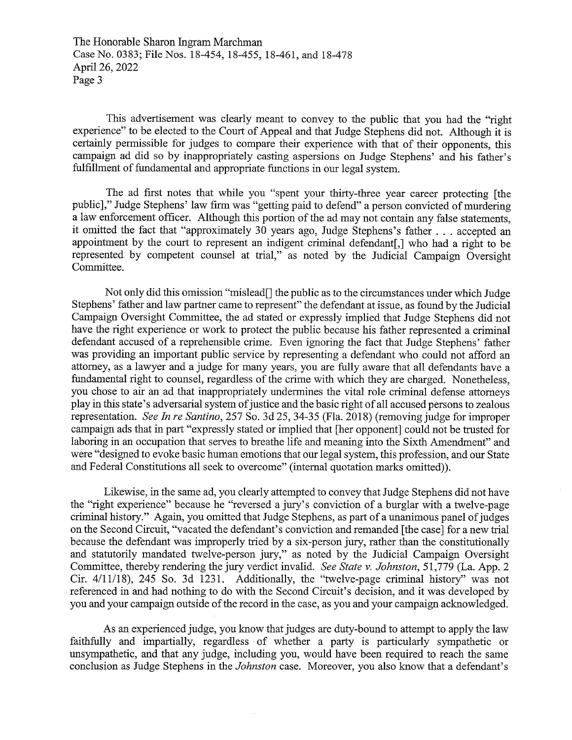This advertisement was clearly meant to convey to the public that you had the "right experience" to be elected to the Court of Appeal and that Judge Stephens did not. Although it is certainly permissible for judges to compare their experience with that of their opponents, this campaign ad did so by inappropriately casting aspersions on Judge Stephens' and his father's fulfillment of fundamental and appropriate functions in our legal system.

The ad first notes that while you "spent your thirty-three year career protecting [the public]," Judge Stephens' law firm was "getting paid to defend" a person convicted of murdering a law enforcement officer. Although this portion of the ad may not contain any false statements, it omitted the fact that "approximately 30 years ago, Judge Stephens's father . . . accepted an appointment by the court to represent an indigent criminal defendant[,] who had a right to be represented by competent counsel at trial," as noted by the Judicial Campaign Oversight Committee.

Not only did this omission "mislead[] the public as to the circumstances under which Judge Stephens' father and law partner came to represent" the defendant at issue, as found by the Judicial Campaign Oversight Committee, the ad stated or expressly implied that Judge Stephens did not have the right experience or work to protect the public because his father represented a criminal defendant accused of a reprehensible crime. Even ignoring the fact that Judge Stephens' father was providing an important public service by representing a defendant who could not afford an attorney, as a lawyer and a judge for many years, you are fully aware that all defendants have a fundamental right to counsel, regardless of the crime with which they are charged. Nonetheless, you chose to air an ad that inappropriately undermines the vital role criminal defense attorneys play in this state's adversarial system of justice and the basic right of all accused persons to zealous representation. *See In re Santino*, 257 So. 3d 25, 34-35 (Fla. 2018) (removing judge for improper campaign ads that in part "expressly stated or implied that [her opponent] could not be trusted for laboring in an occupation that serves to breathe life and meaning into the Sixth Amendment" and were "designed to evoke basic human emotions that our legal system, this profession, and our State and Federal Constitutions all seek to overcome" (internal quotation marks omitted)).

Likewise, in the same ad, you clearly attempted to convey that Judge Stephens did not have the "right experience" because he "reversed a jury's conviction of a burglar with a twelve-page criminal history." Again, you omitted that Judge Stephens, as part of a unanimous panel of judges on the Second Circuit, "vacated the defendant's conviction and remanded [the case] for a new trial because the defendant was improperly tried by a six-person jury, rather than the constitutionally and statutorily mandated twelve-person jury," as noted by the Judicial Campaign Oversight Committee, thereby rendering the jury verdict invalid. *See State v. Johnston*, 51,779 (La. App. 2 Cir. 4/11/18), 245 So. 3d 1231. Additionally, the "twelve-page criminal history" was not referenced in and had nothing to do with the Second Circuit's decision, and it was developed by you and your campaign outside of the record in the case, as you and your campaign acknowledged.

As an experienced judge, you know that judges are duty-bound to attempt to apply the law faithfully and impartially, regardless of whether a party is particularly sympathetic or unsympathetic, and that any judge, including you, would have been required to reach the same conclusion as Judge Stephens in the *Johnston* case. Moreover, you also know that a defendant's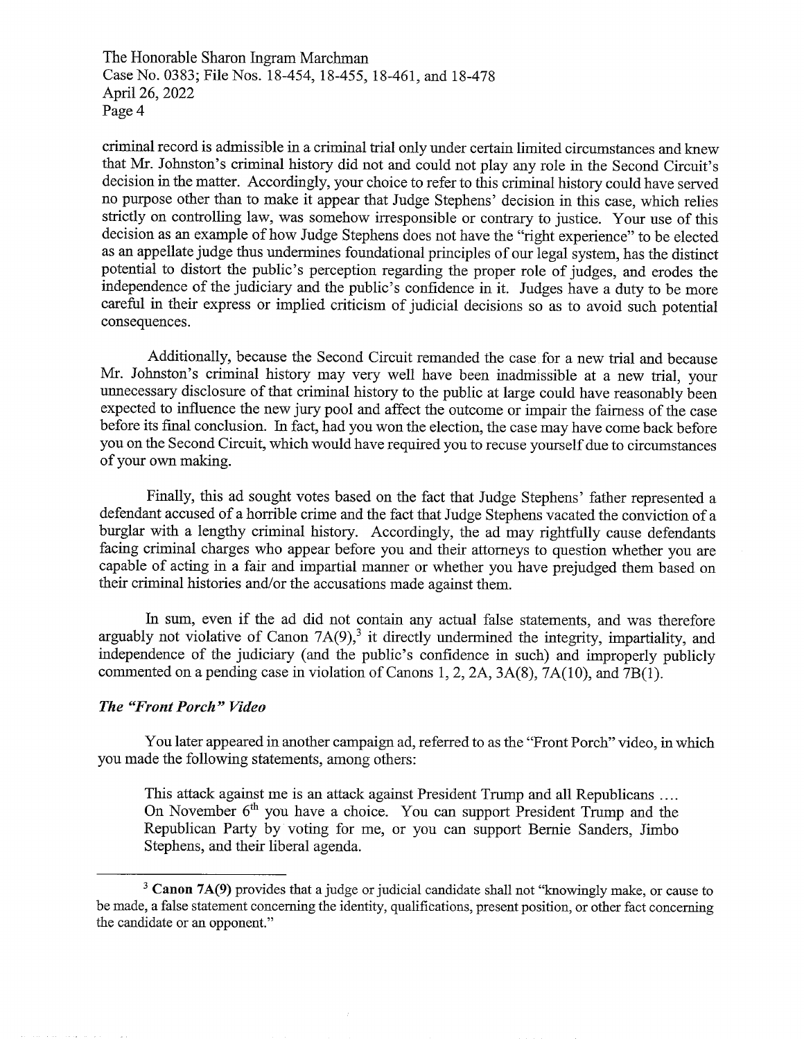criminal record is admissible in a criminal trial only under certain limited circumstances and knew that Mr. Johnston's criminal history did not and could not play any role in the Second Circuit's decision in the matter. Accordingly, your choice to refer to this criminal history could have served no purpose other than to make it appear that Judge Stephens' decision in this case, which relies strictly on controlling law, was somehow irresponsible or contrary to justice. Your use of this decision as an example of how Judge Stephens does not have the "right experience" to be elected as an appellate judge thus undermines foundational principles of our legal system, has the distinct potential to distort the public's perception regarding the proper role of judges, and erodes the independence of the judiciary and the public's confidence in it. Judges have a duty to be more careful in their express or implied criticism of judicial decisions so as to avoid such potential consequences.

Additionally, because the Second Circuit remanded the case for a new trial and because Mr. Johnston's criminal history may very well have been inadmissible at a new trial, your unnecessary disclosure of that criminal history to the public at large could have reasonably been expected to influence the new jury pool and affect the outcome or impair the fairness of the case before its final conclusion. In fact, had you won the election, the case may have come back before you on the Second Circuit, which would have required you to recuse yourself due to circumstances of your own making.

Finally, this ad sought votes based on the fact that Judge Stephens' father represented a defendant accused of a horrible crime and the fact that Judge Stephens vacated the conviction of a burglar with a lengthy criminal history. Accordingly, the ad may rightfully cause defendants facing criminal charges who appear before you and their attorneys to question whether you are capable of acting in a fair and impartial manner or whether you have prejudged them based on their criminal histories and/or the accusations made against them.

In sum, even if the ad did not contain any actual false statements, and was therefore arguably not violative of Canon 7A(9),[3] it directly undermined the integrity, impartiality, and independence of the judiciary (and the public's confidence in such) and improperly publicly commented on a pending case in violation of Canons 1, 2, 2A, 3A(8), 7A(10), and 7B(1).

***The "Front Porch" Video***

You later appeared in another campaign ad, referred to as the "Front Porch" video, in which you made the following statements, among others:

> This attack against me is an attack against President Trump and all Republicans .... On November 6th you have a choice. You can support President Trump and the Republican Party by voting for me, or you can support Bernie Sanders, Jimbo Stephens, and their liberal agenda.

---

[3] **Canon 7A(9)** provides that a judge or judicial candidate shall not "knowingly make, or cause to be made, a false statement concerning the identity, qualifications, present position, or other fact concerning the candidate or an opponent."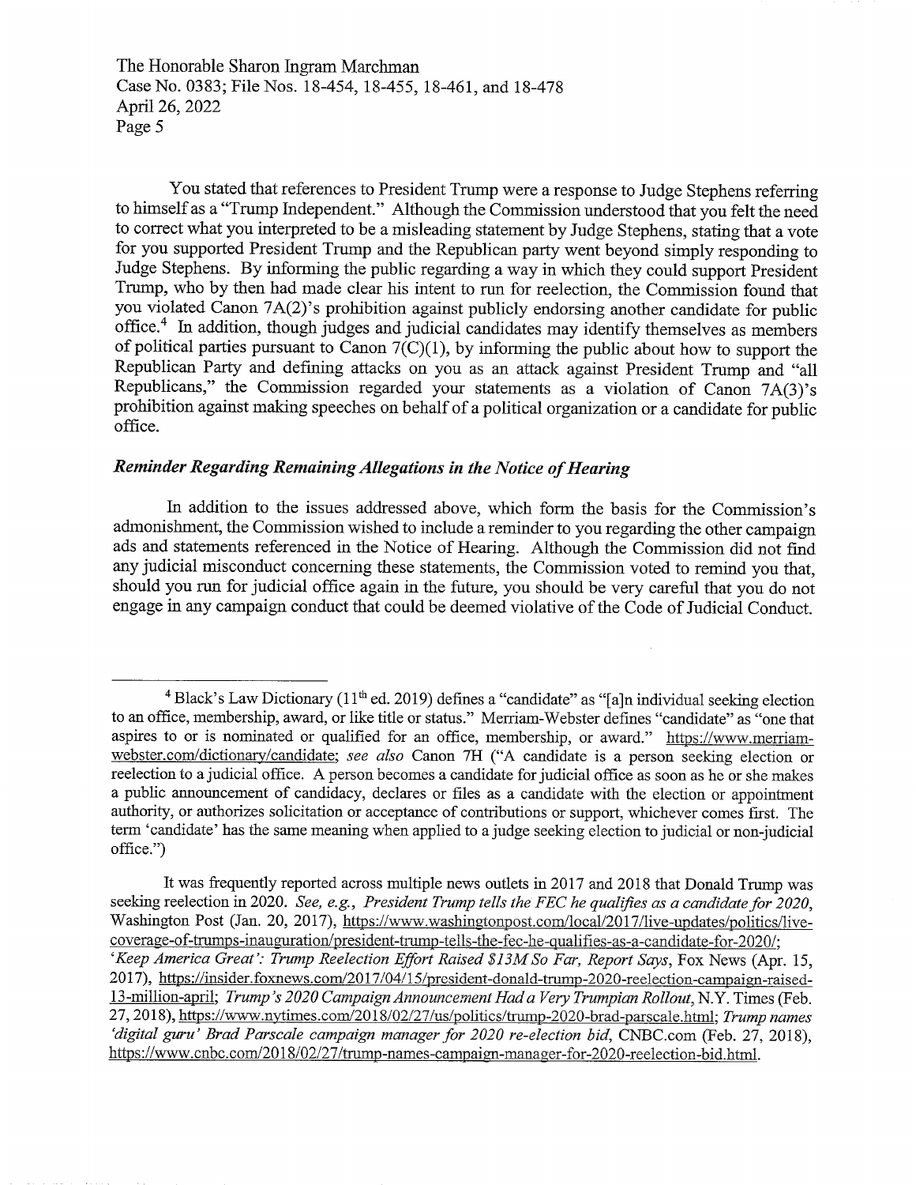You stated that references to President Trump were a response to Judge Stephens referring to himself as a "Trump Independent." Although the Commission understood that you felt the need to correct what you interpreted to be a misleading statement by Judge Stephens, stating that a vote for you supported President Trump and the Republican party went beyond simply responding to Judge Stephens. By informing the public regarding a way in which they could support President Trump, who by then had made clear his intent to run for reelection, the Commission found that you violated Canon 7A(2)'s prohibition against publicly endorsing another candidate for public office.[4] In addition, though judges and judicial candidates may identify themselves as members of political parties pursuant to Canon 7(C)(1), by informing the public about how to support the Republican Party and defining attacks on you as an attack against President Trump and "all Republicans," the Commission regarded your statements as a violation of Canon 7A(3)'s prohibition against making speeches on behalf of a political organization or a candidate for public office.

### *Reminder Regarding Remaining Allegations in the Notice of Hearing*

In addition to the issues addressed above, which form the basis for the Commission's admonishment, the Commission wished to include a reminder to you regarding the other campaign ads and statements referenced in the Notice of Hearing. Although the Commission did not find any judicial misconduct concerning these statements, the Commission voted to remind you that, should you run for judicial office again in the future, you should be very careful that you do not engage in any campaign conduct that could be deemed violative of the Code of Judicial Conduct.

---

[4] Black's Law Dictionary (11th ed. 2019) defines a "candidate" as "[a]n individual seeking election to an office, membership, award, or like title or status." Merriam-Webster defines "candidate" as "one that aspires to or is nominated or qualified for an office, membership, or award." https://www.merriam-webster.com/dictionary/candidate; *see also* Canon 7H ("A candidate is a person seeking election or reelection to a judicial office. A person becomes a candidate for judicial office as soon as he or she makes a public announcement of candidacy, declares or files as a candidate with the election or appointment authority, or authorizes solicitation or acceptance of contributions or support, whichever comes first. The term 'candidate' has the same meaning when applied to a judge seeking election to judicial or non-judicial office.")

It was frequently reported across multiple news outlets in 2017 and 2018 that Donald Trump was seeking reelection in 2020. *See, e.g., President Trump tells the FEC he qualifies as a candidate for 2020*, Washington Post (Jan. 20, 2017), https://www.washingtonpost.com/local/2017/live-updates/politics/live-coverage-of-trumps-inauguration/president-trump-tells-the-fec-he-qualifies-as-a-candidate-for-2020/; *'Keep America Great': Trump Reelection Effort Raised $13M So Far, Report Says*, Fox News (Apr. 15, 2017), https://insider.foxnews.com/2017/04/15/president-donald-trump-2020-reelection-campaign-raised-13-million-april; *Trump's 2020 Campaign Announcement Had a Very Trumpian Rollout*, N.Y. Times (Feb. 27, 2018), https://www.nytimes.com/2018/02/27/us/politics/trump-2020-brad-parscale.html; *Trump names 'digital guru' Brad Parscale campaign manager for 2020 re-election bid*, CNBC.com (Feb. 27, 2018), https://www.cnbc.com/2018/02/27/trump-names-campaign-manager-for-2020-reelection-bid.html.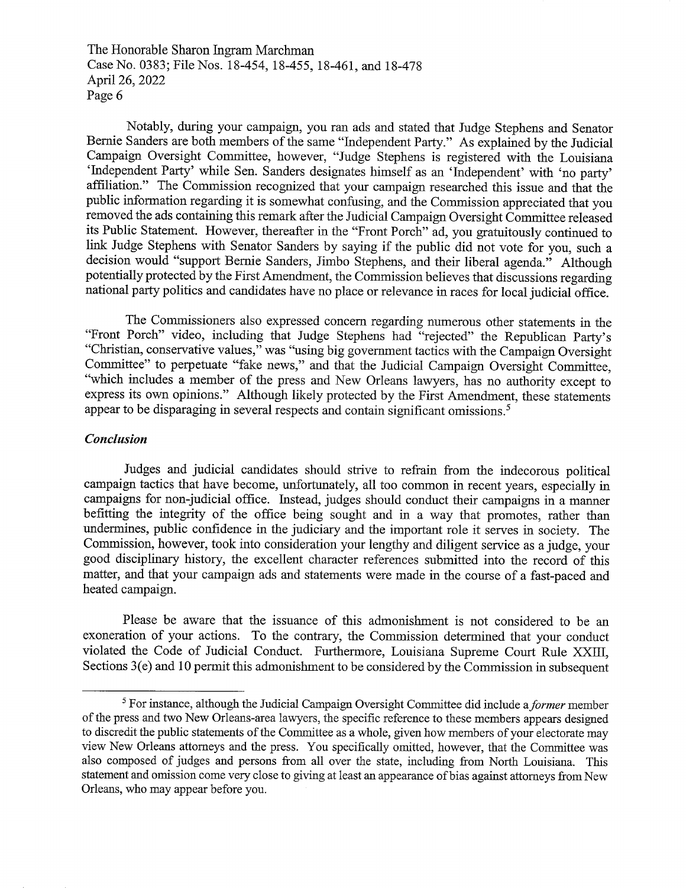Notably, during your campaign, you ran ads and stated that Judge Stephens and Senator Bernie Sanders are both members of the same "Independent Party." As explained by the Judicial Campaign Oversight Committee, however, "Judge Stephens is registered with the Louisiana 'Independent Party' while Sen. Sanders designates himself as an 'Independent' with 'no party' affiliation." The Commission recognized that your campaign researched this issue and that the public information regarding it is somewhat confusing, and the Commission appreciated that you removed the ads containing this remark after the Judicial Campaign Oversight Committee released its Public Statement. However, thereafter in the "Front Porch" ad, you gratuitously continued to link Judge Stephens with Senator Sanders by saying if the public did not vote for you, such a decision would "support Bernie Sanders, Jimbo Stephens, and their liberal agenda." Although potentially protected by the First Amendment, the Commission believes that discussions regarding national party politics and candidates have no place or relevance in races for local judicial office.

The Commissioners also expressed concern regarding numerous other statements in the "Front Porch" video, including that Judge Stephens had "rejected" the Republican Party's "Christian, conservative values," was "using big government tactics with the Campaign Oversight Committee" to perpetuate "fake news," and that the Judicial Campaign Oversight Committee, "which includes a member of the press and New Orleans lawyers, has no authority except to express its own opinions." Although likely protected by the First Amendment, these statements appear to be disparaging in several respects and contain significant omissions.[5]

***Conclusion***

Judges and judicial candidates should strive to refrain from the indecorous political campaign tactics that have become, unfortunately, all too common in recent years, especially in campaigns for non-judicial office. Instead, judges should conduct their campaigns in a manner befitting the integrity of the office being sought and in a way that promotes, rather than undermines, public confidence in the judiciary and the important role it serves in society. The Commission, however, took into consideration your lengthy and diligent service as a judge, your good disciplinary history, the excellent character references submitted into the record of this matter, and that your campaign ads and statements were made in the course of a fast-paced and heated campaign.

Please be aware that the issuance of this admonishment is not considered to be an exoneration of your actions. To the contrary, the Commission determined that your conduct violated the Code of Judicial Conduct. Furthermore, Louisiana Supreme Court Rule XXIII, Sections 3(e) and 10 permit this admonishment to be considered by the Commission in subsequent

[5] For instance, although the Judicial Campaign Oversight Committee did include a *former* member of the press and two New Orleans-area lawyers, the specific reference to these members appears designed to discredit the public statements of the Committee as a whole, given how members of your electorate may view New Orleans attorneys and the press. You specifically omitted, however, that the Committee was also composed of judges and persons from all over the state, including from North Louisiana. This statement and omission come very close to giving at least an appearance of bias against attorneys from New Orleans, who may appear before you.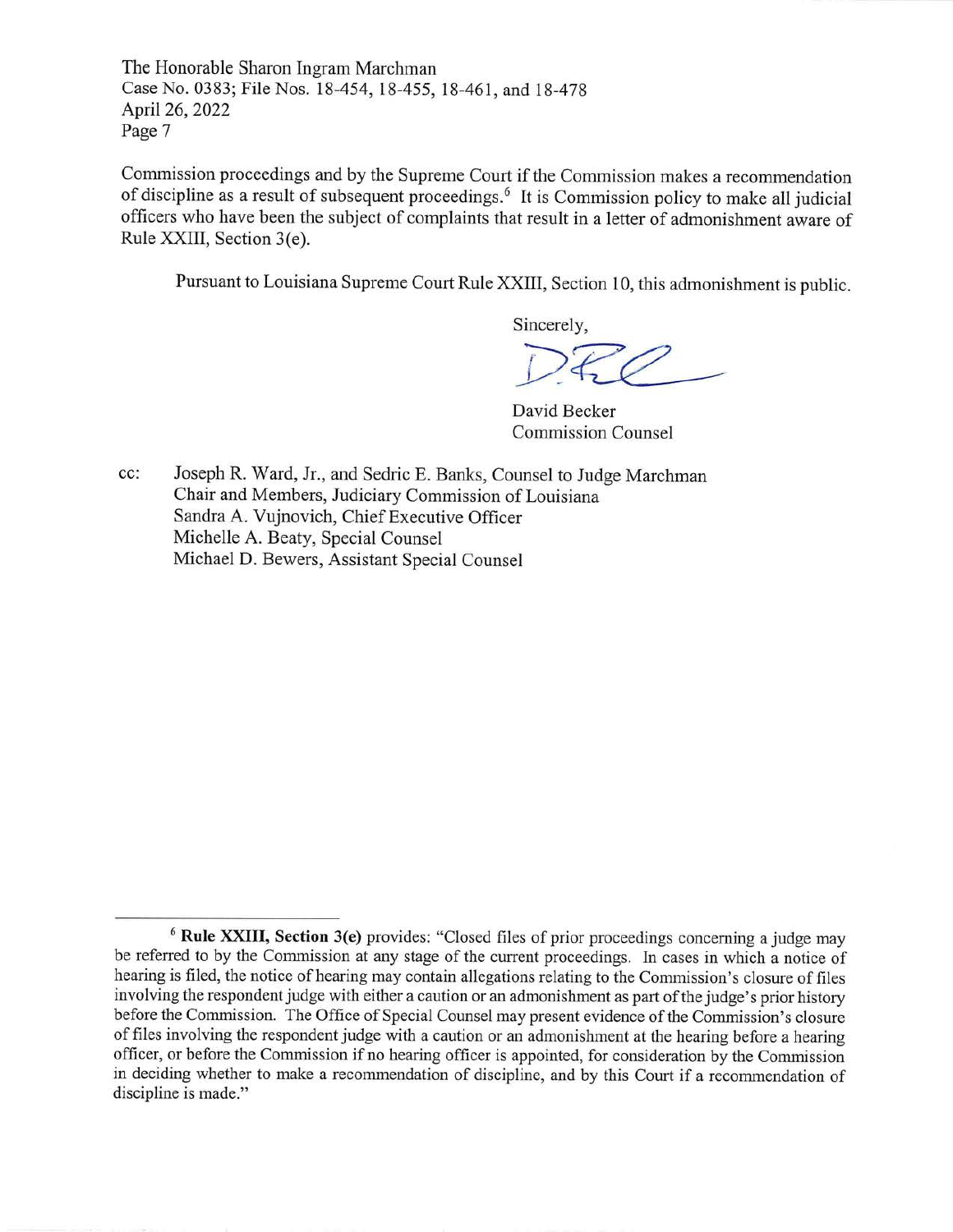Commission proceedings and by the Supreme Court if the Commission makes a recommendation of discipline as a result of subsequent proceedings.[6] It is Commission policy to make all judicial officers who have been the subject of complaints that result in a letter of admonishment aware of Rule XXIII, Section 3(e).

Pursuant to Louisiana Supreme Court Rule XXIII, Section 10, this admonishment is public.

Sincerely,

David Becker
Commission Counsel

cc: Joseph R. Ward, Jr., and Sedric E. Banks, Counsel to Judge Marchman
Chair and Members, Judiciary Commission of Louisiana
Sandra A. Vujnovich, Chief Executive Officer
Michelle A. Beaty, Special Counsel
Michael D. Bewers, Assistant Special Counsel

---

[6] **Rule XXIII, Section 3(e)** provides: "Closed files of prior proceedings concerning a judge may be referred to by the Commission at any stage of the current proceedings. In cases in which a notice of hearing is filed, the notice of hearing may contain allegations relating to the Commission's closure of files involving the respondent judge with either a caution or an admonishment as part of the judge's prior history before the Commission. The Office of Special Counsel may present evidence of the Commission's closure of files involving the respondent judge with a caution or an admonishment at the hearing before a hearing officer, or before the Commission if no hearing officer is appointed, for consideration by the Commission in deciding whether to make a recommendation of discipline, and by this Court if a recommendation of discipline is made."